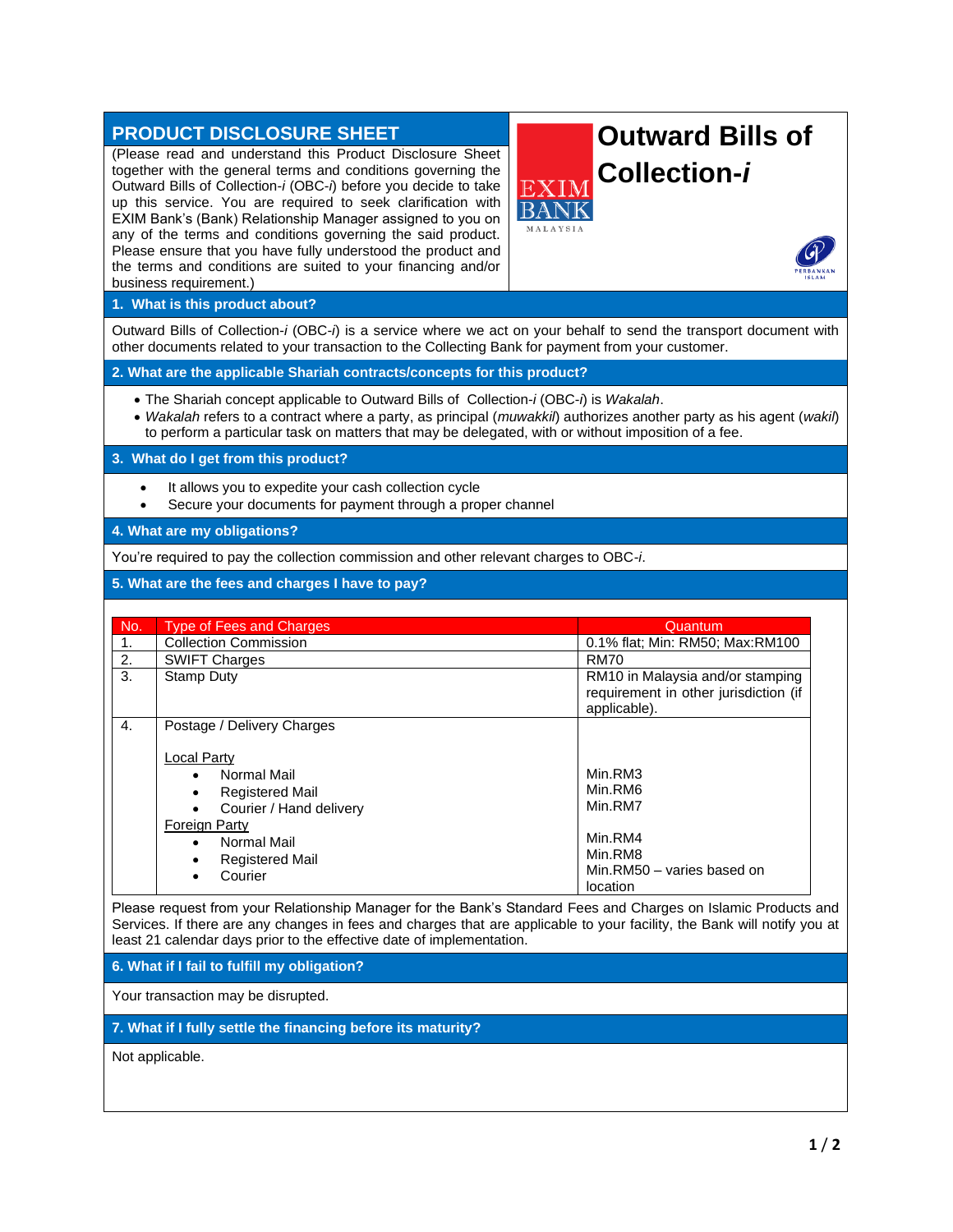# Outward Bills of Collection-*i*

## PRODUCT DISCLOSURE SHEET

(Please read and understand this Product Disclosure Sheet together with the general terms and conditions governing the Outward Bills of Collection-*i* (OBC-*i*) before you decide to take up this service. You are required to seek clarification with EXIM Bank's (Bank) Relationship Manager assigned to you on any of the terms and conditions governing the said product. Please ensure that you have fully understood the product and the terms and conditions are suited to your financing and/or business requirement.)

EXIM BANK MALAYSIA

PERBANKAN ISLAM

## 1. What is this product about?

Outward Bills of Collection-*i* (OBC-*i*) is a service where we act on your behalf to send the transport document with other documents related to your transaction to the Collecting Bank for payment from your customer.

## 2. What are the applicable Shariah contracts/concepts for this product?

- The Shariah concept applicable to Outward Bills of Collection-*i* (OBC-*i*) is *Wakalah*.
- *Wakalah* refers to a contract where a party, as principal (*muwakkil*) authorizes another party as his agent (*wakil*) to perform a particular task on matters that may be delegated, with or without imposition of a fee.

## 3. What do I get from this product?

- It allows you to expedite your cash collection cycle
- Secure your documents for payment through a proper channel

## 4. What are my obligations?

You're required to pay the collection commission and other relevant charges to OBC-*i*.

## 5. What are the fees and charges I have to pay?

| No. | Type of Fees and Charges | Quantum |
|---|---|---|
| 1. | Collection Commission | 0.1% flat; Min: RM50; Max:RM100 |
| 2. | SWIFT Charges | RM70 |
| 3. | Stamp Duty | RM10 in Malaysia and/or stamping requirement in other jurisdiction (if applicable). |
| 4. | Postage / Delivery Charges | |
| | Local Party | |
| | • Normal Mail | Min.RM3 |
| | • Registered Mail | Min.RM6 |
| | • Courier / Hand delivery | Min.RM7 |
| | Foreign Party | |
| | • Normal Mail | Min.RM4 |
| | • Registered Mail | Min.RM8 |
| | • Courier | Min.RM50 – varies based on location |

Please request from your Relationship Manager for the Bank's Standard Fees and Charges on Islamic Products and Services. If there are any changes in fees and charges that are applicable to your facility, the Bank will notify you at least 21 calendar days prior to the effective date of implementation.

## 6. What if I fail to fulfill my obligation?

Your transaction may be disrupted.

## 7. What if I fully settle the financing before its maturity?

Not applicable.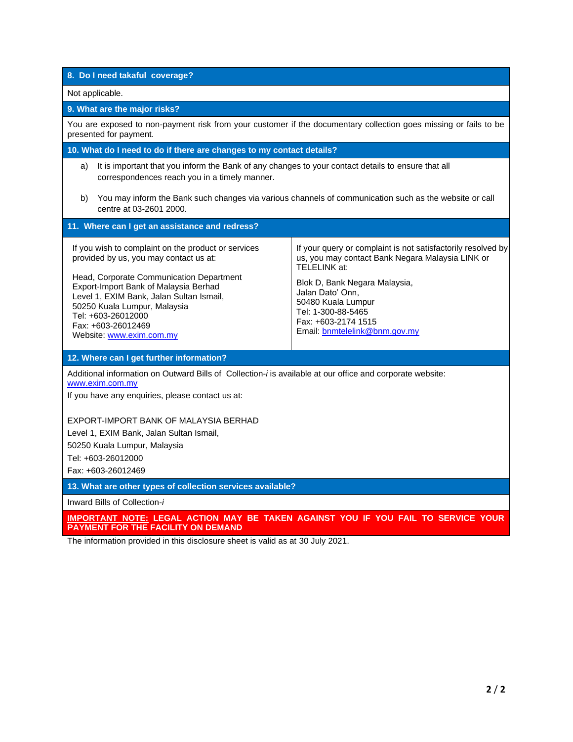## 8. Do I need takaful coverage?

Not applicable.

## 9. What are the major risks?

You are exposed to non-payment risk from your customer if the documentary collection goes missing or fails to be presented for payment.

## 10. What do I need to do if there are changes to my contact details?

a) It is important that you inform the Bank of any changes to your contact details to ensure that all correspondences reach you in a timely manner.

b) You may inform the Bank such changes via various channels of communication such as the website or call centre at 03-2601 2000.

## 11. Where can I get an assistance and redress?

If you wish to complaint on the product or services provided by us, you may contact us at:

Head, Corporate Communication Department
Export-Import Bank of Malaysia Berhad
Level 1, EXIM Bank, Jalan Sultan Ismail,
50250 Kuala Lumpur, Malaysia
Tel: +603-26012000
Fax: +603-26012469
Website: www.exim.com.my

If your query or complaint is not satisfactorily resolved by us, you may contact Bank Negara Malaysia LINK or TELELINK at:

Blok D, Bank Negara Malaysia,
Jalan Dato' Onn,
50480 Kuala Lumpur
Tel: 1-300-88-5465
Fax: +603-2174 1515
Email: bnmtelelink@bnm.gov.my

## 12. Where can I get further information?

Additional information on Outward Bills of Collection-*i* is available at our office and corporate website: www.exim.com.my

If you have any enquiries, please contact us at:

EXPORT-IMPORT BANK OF MALAYSIA BERHAD
Level 1, EXIM Bank, Jalan Sultan Ismail,
50250 Kuala Lumpur, Malaysia
Tel: +603-26012000
Fax: +603-26012469

## 13. What are other types of collection services available?

Inward Bills of Collection-*i*

**IMPORTANT NOTE: LEGAL ACTION MAY BE TAKEN AGAINST YOU IF YOU FAIL TO SERVICE YOUR PAYMENT FOR THE FACILITY ON DEMAND**

The information provided in this disclosure sheet is valid as at 30 July 2021.